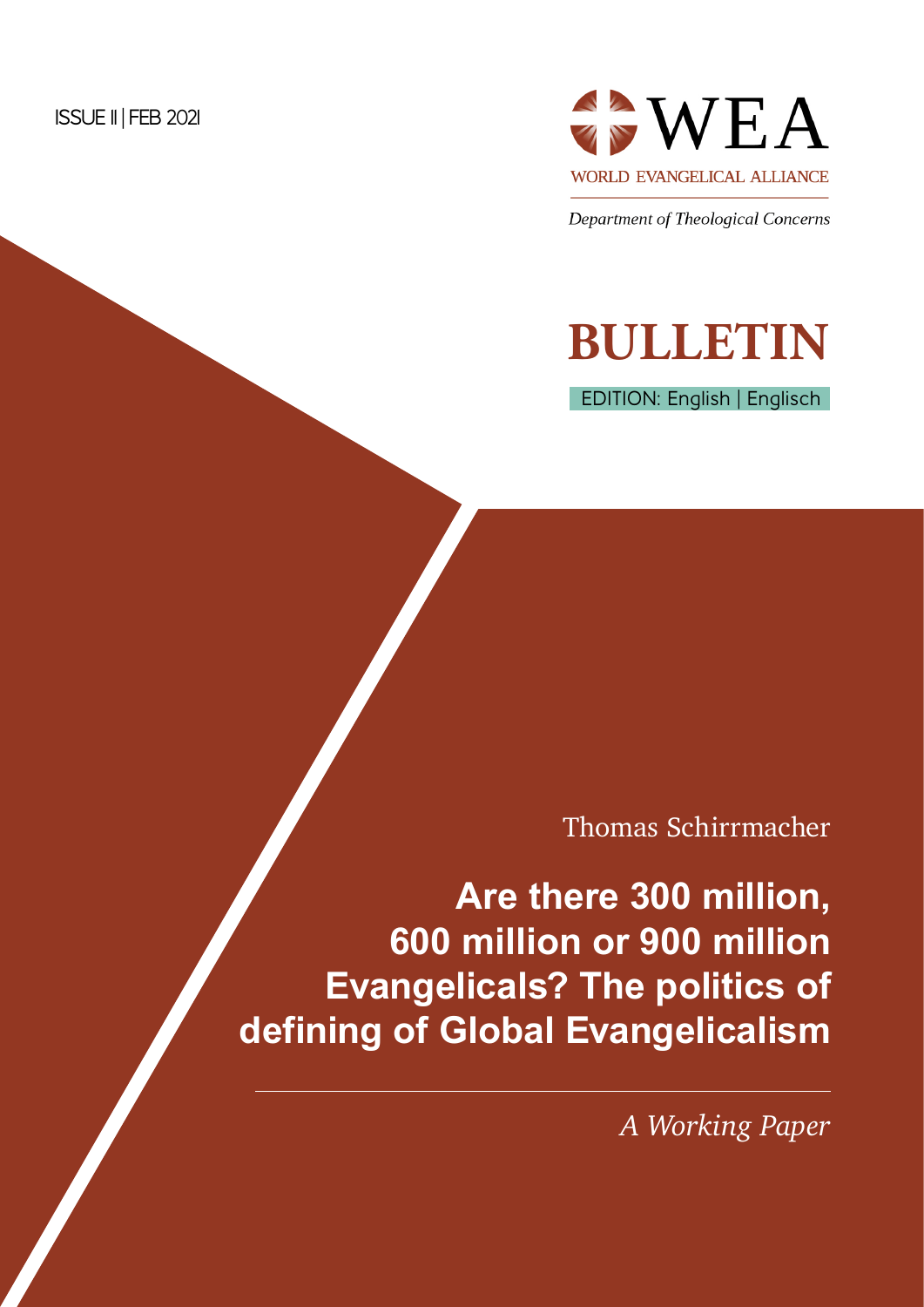ISSUE 11 | FEB 2021

WEA

WORLD EVANGELICAL ALLIANCE

*Department of Theological Concerns*

# BULLETIN

EDITION: English | Englisch

Thomas Schirrmacher

# Are there 300 million, 600 million or 900 million Evangelicals? The politics of defining of Global Evangelicalism

*A Working Paper*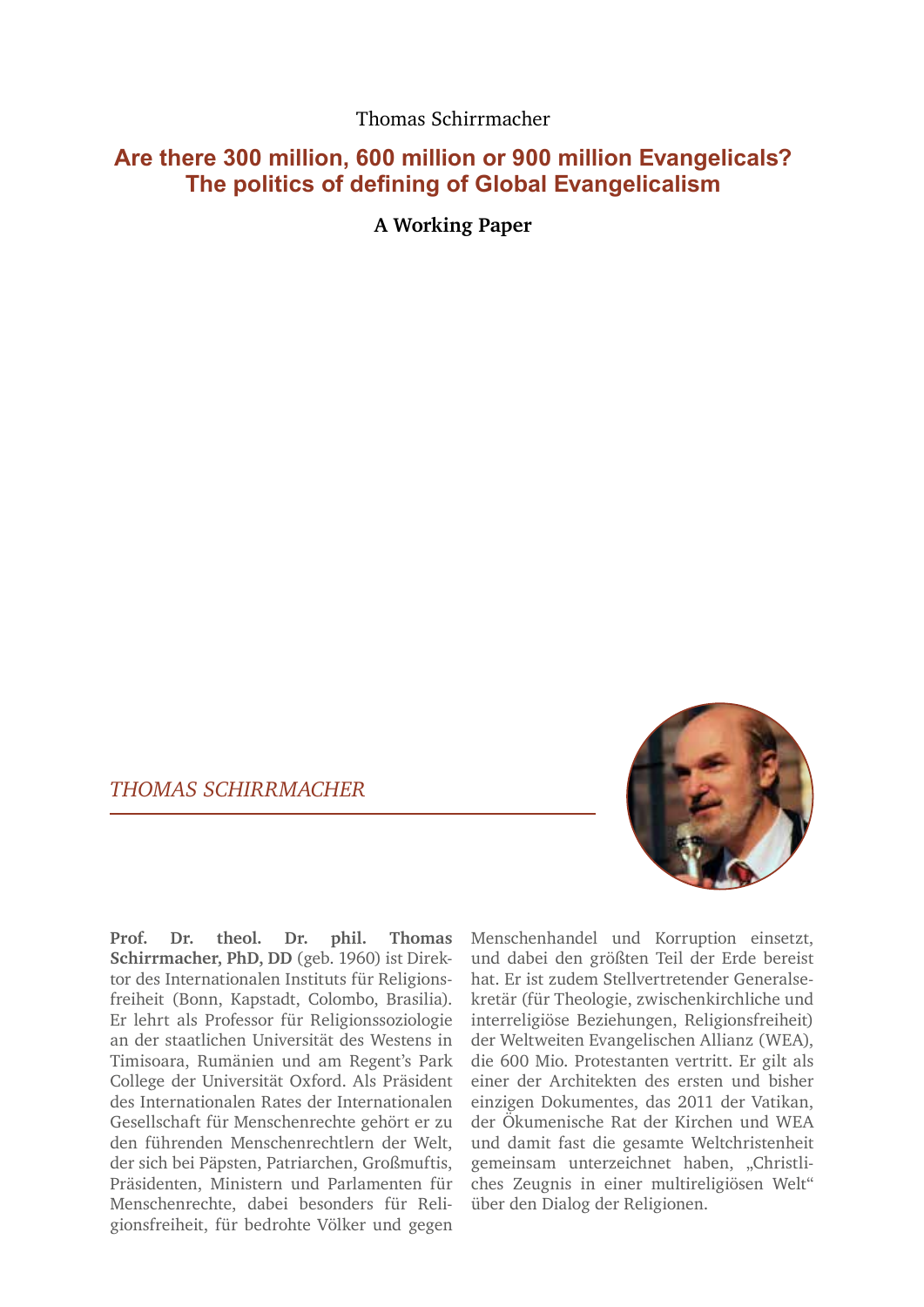Thomas Schirrmacher

## Are there 300 million, 600 million or 900 million Evangelicals? The politics of defining of Global Evangelicalism

**A Working Paper**

*THOMAS SCHIRRMACHER*

**Prof. Dr. theol. Dr. phil. Thomas Schirrmacher, PhD, DD** (geb. 1960) ist Direktor des Internationalen Instituts für Religionsfreiheit (Bonn, Kapstadt, Colombo, Brasilia). Er lehrt als Professor für Religionssoziologie an der staatlichen Universität des Westens in Timisoara, Rumänien und am Regent's Park College der Universität Oxford. Als Präsident des Internationalen Rates der Internationalen Gesellschaft für Menschenrechte gehört er zu den führenden Menschenrechtlern der Welt, der sich bei Päpsten, Patriarchen, Großmuftis, Präsidenten, Ministern und Parlamenten für Menschenrechte, dabei besonders für Religionsfreiheit, für bedrohte Völker und gegen Menschenhandel und Korruption einsetzt, und dabei den größten Teil der Erde bereist hat. Er ist zudem Stellvertretender Generalsekretär (für Theologie, zwischenkirchliche und interreligiöse Beziehungen, Religionsfreiheit) der Weltweiten Evangelischen Allianz (WEA), die 600 Mio. Protestanten vertritt. Er gilt als einer der Architekten des ersten und bisher einzigen Dokumentes, das 2011 der Vatikan, der Ökumenische Rat der Kirchen und WEA und damit fast die gesamte Weltchristenheit gemeinsam unterzeichnet haben, „Christliches Zeugnis in einer multireligiösen Welt" über den Dialog der Religionen.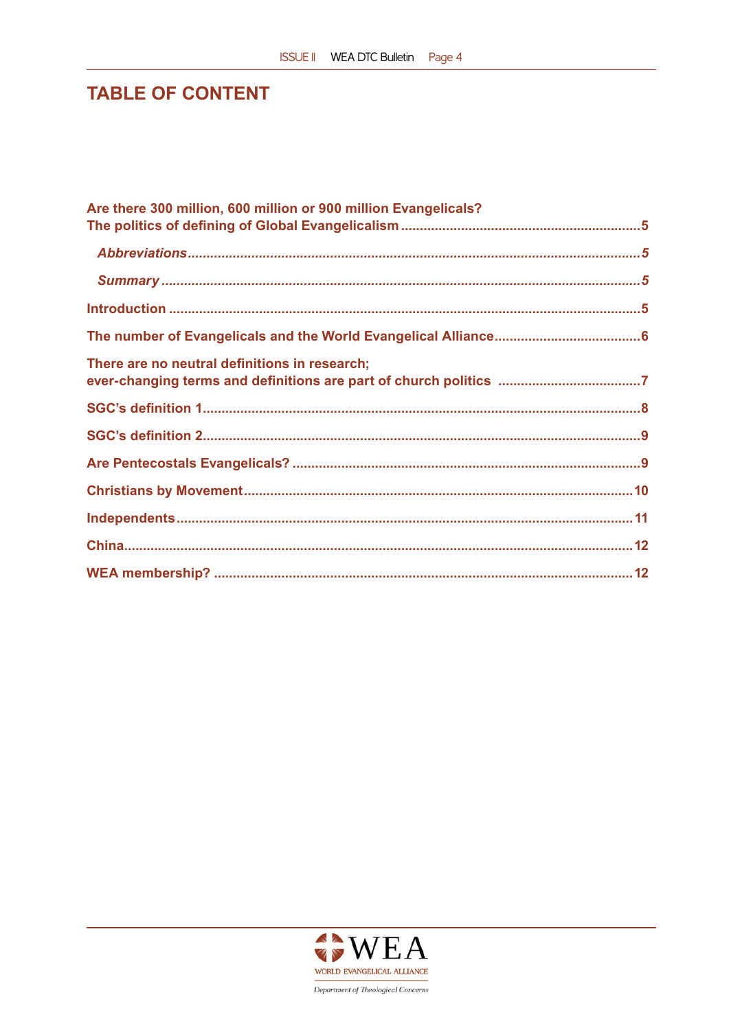## TABLE OF CONTENT

**Are there 300 million, 600 million or 900 million Evangelicals?
The politics of defining of Global Evangelicalism** ..... 5

*Abbreviations* ..... 5

*Summary* ..... 5

**Introduction** ..... 5

**The number of Evangelicals and the World Evangelical Alliance** ..... 6

**There are no neutral definitions in research;
ever-changing terms and definitions are part of church politics** ..... 7

**SGC's definition 1** ..... 8

**SGC's definition 2** ..... 9

**Are Pentecostals Evangelicals?** ..... 9

**Christians by Movement** ..... 10

**Independents** ..... 11

**China** ..... 12

**WEA membership?** ..... 12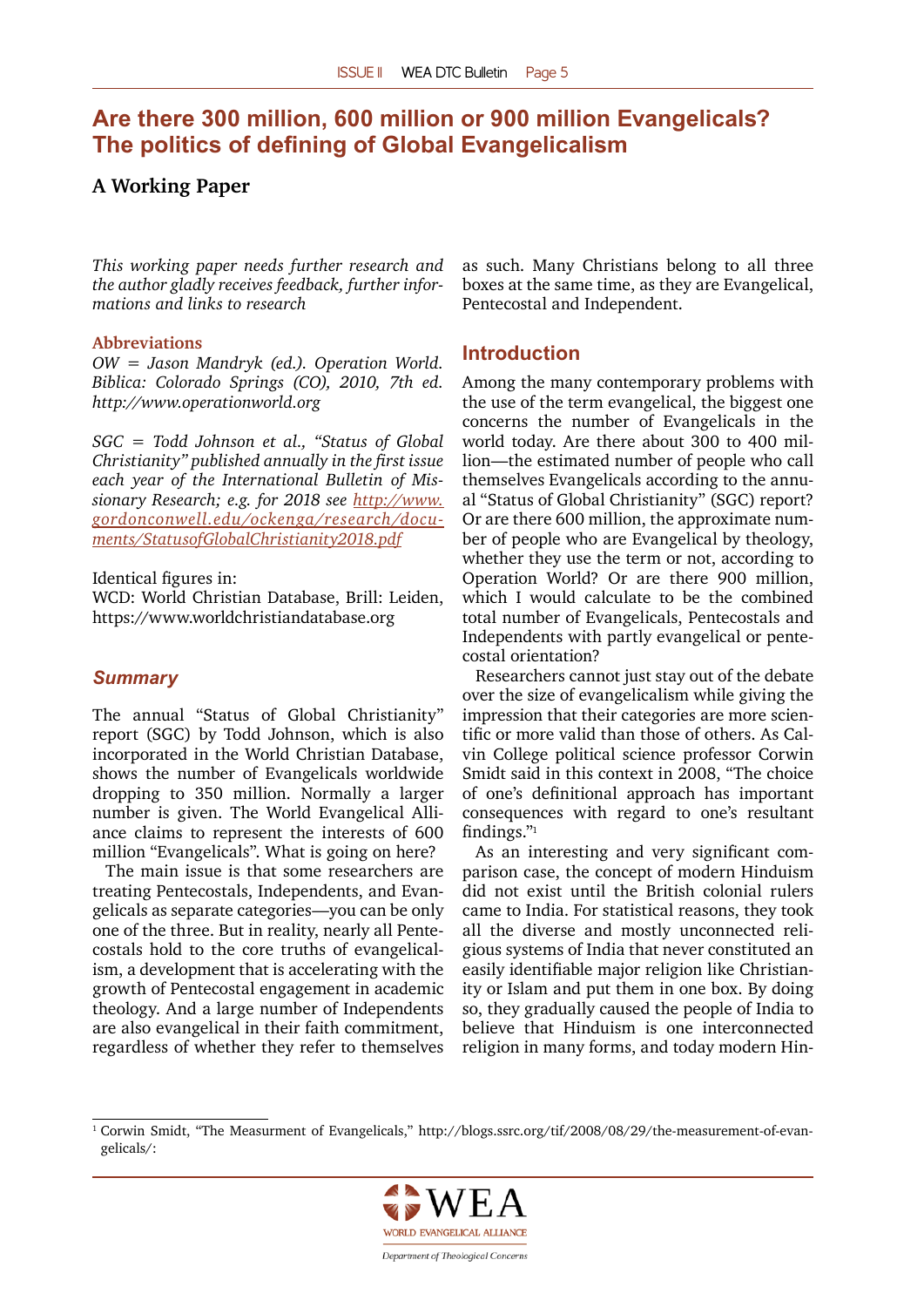# Are there 300 million, 600 million or 900 million Evangelicals? The politics of defining of Global Evangelicalism

## A Working Paper

*This working paper needs further research and the author gladly receives feedback, further informations and links to research*

**Abbreviations**

*OW = Jason Mandryk (ed.). Operation World. Biblica: Colorado Springs (CO), 2010, 7th ed. http://www.operationworld.org*

*SGC = Todd Johnson et al., "Status of Global Christianity" published annually in the first issue each year of the International Bulletin of Missionary Research; e.g. for 2018 see http://www.gordonconwell.edu/ockenga/research/documents/StatusofGlobalChristianity2018.pdf*

Identical figures in:
WCD: World Christian Database, Brill: Leiden, https://www.worldchristiandatabase.org

### *Summary*

The annual "Status of Global Christianity" report (SGC) by Todd Johnson, which is also incorporated in the World Christian Database, shows the number of Evangelicals worldwide dropping to 350 million. Normally a larger number is given. The World Evangelical Alliance claims to represent the interests of 600 million "Evangelicals". What is going on here?

The main issue is that some researchers are treating Pentecostals, Independents, and Evangelicals as separate categories—you can be only one of the three. But in reality, nearly all Pentecostals hold to the core truths of evangelicalism, a development that is accelerating with the growth of Pentecostal engagement in academic theology. And a large number of Independents are also evangelical in their faith commitment, regardless of whether they refer to themselves as such. Many Christians belong to all three boxes at the same time, as they are Evangelical, Pentecostal and Independent.

### Introduction

Among the many contemporary problems with the use of the term evangelical, the biggest one concerns the number of Evangelicals in the world today. Are there about 300 to 400 million—the estimated number of people who call themselves Evangelicals according to the annual "Status of Global Christianity" (SGC) report? Or are there 600 million, the approximate number of people who are Evangelical by theology, whether they use the term or not, according to Operation World? Or are there 900 million, which I would calculate to be the combined total number of Evangelicals, Pentecostals and Independents with partly evangelical or pentecostal orientation?

Researchers cannot just stay out of the debate over the size of evangelicalism while giving the impression that their categories are more scientific or more valid than those of others. As Calvin College political science professor Corwin Smidt said in this context in 2008, "The choice of one's definitional approach has important consequences with regard to one's resultant findings."[1]

As an interesting and very significant comparison case, the concept of modern Hinduism did not exist until the British colonial rulers came to India. For statistical reasons, they took all the diverse and mostly unconnected religious systems of India that never constituted an easily identifiable major religion like Christianity or Islam and put them in one box. By doing so, they gradually caused the people of India to believe that Hinduism is one interconnected religion in many forms, and today modern Hin-

---

[1] Corwin Smidt, "The Measurment of Evangelicals," http://blogs.ssrc.org/tif/2008/08/29/the-measurement-of-evangelicals/: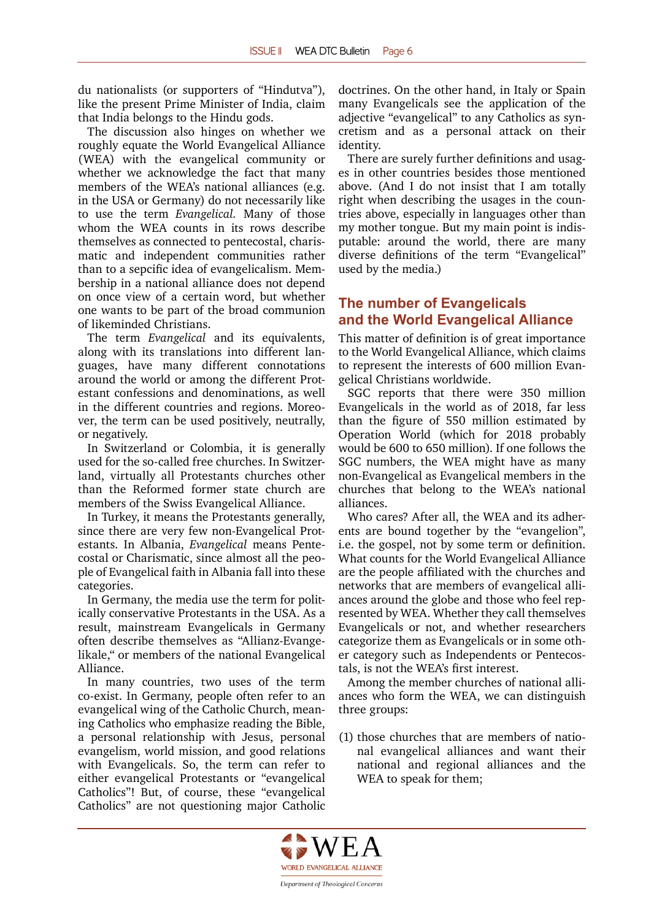du nationalists (or supporters of "Hindutva"), like the present Prime Minister of India, claim that India belongs to the Hindu gods.

The discussion also hinges on whether we roughly equate the World Evangelical Alliance (WEA) with the evangelical community or whether we acknowledge the fact that many members of the WEA's national alliances (e.g. in the USA or Germany) do not necessarily like to use the term *Evangelical*. Many of those whom the WEA counts in its rows describe themselves as connected to pentecostal, charismatic and independent communities rather than to a sepcific idea of evangelicalism. Membership in a national alliance does not depend on once view of a certain word, but whether one wants to be part of the broad communion of likeminded Christians.

The term *Evangelical* and its equivalents, along with its translations into different languages, have many different connotations around the world or among the different Protestant confessions and denominations, as well in the different countries and regions. Moreover, the term can be used positively, neutrally, or negatively.

In Switzerland or Colombia, it is generally used for the so-called free churches. In Switzerland, virtually all Protestants churches other than the Reformed former state church are members of the Swiss Evangelical Alliance.

In Turkey, it means the Protestants generally, since there are very few non-Evangelical Protestants. In Albania, *Evangelical* means Pentecostal or Charismatic, since almost all the people of Evangelical faith in Albania fall into these categories.

In Germany, the media use the term for politically conservative Protestants in the USA. As a result, mainstream Evangelicals in Germany often describe themselves as "Allianz-Evangelikale," or members of the national Evangelical Alliance.

In many countries, two uses of the term co-exist. In Germany, people often refer to an evangelical wing of the Catholic Church, meaning Catholics who emphasize reading the Bible, a personal relationship with Jesus, personal evangelism, world mission, and good relations with Evangelicals. So, the term can refer to either evangelical Protestants or "evangelical Catholics"! But, of course, these "evangelical Catholics" are not questioning major Catholic doctrines. On the other hand, in Italy or Spain many Evangelicals see the application of the adjective "evangelical" to any Catholics as syncretism and as a personal attack on their identity.

There are surely further definitions and usages in other countries besides those mentioned above. (And I do not insist that I am totally right when describing the usages in the countries above, especially in languages other than my mother tongue. But my main point is indisputable: around the world, there are many diverse definitions of the term "Evangelical" used by the media.)

## The number of Evangelicals and the World Evangelical Alliance

This matter of definition is of great importance to the World Evangelical Alliance, which claims to represent the interests of 600 million Evangelical Christians worldwide.

SGC reports that there were 350 million Evangelicals in the world as of 2018, far less than the figure of 550 million estimated by Operation World (which for 2018 probably would be 600 to 650 million). If one follows the SGC numbers, the WEA might have as many non-Evangelical as Evangelical members in the churches that belong to the WEA's national alliances.

Who cares? After all, the WEA and its adherents are bound together by the "evangelion", i.e. the gospel, not by some term or definition. What counts for the World Evangelical Alliance are the people affiliated with the churches and networks that are members of evangelical alliances around the globe and those who feel represented by WEA. Whether they call themselves Evangelicals or not, and whether researchers categorize them as Evangelicals or in some other category such as Independents or Pentecostals, is not the WEA's first interest.

Among the member churches of national alliances who form the WEA, we can distinguish three groups:

(1) those churches that are members of national evangelical alliances and want their national and regional alliances and the WEA to speak for them;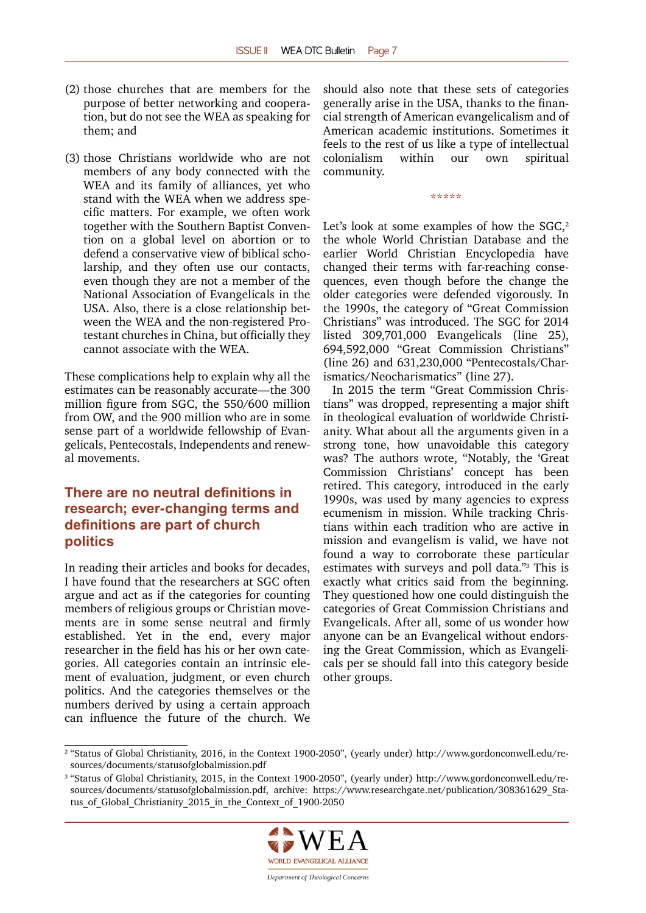(2) those churches that are members for the purpose of better networking and cooperation, but do not see the WEA as speaking for them; and

(3) those Christians worldwide who are not members of any body connected with the WEA and its family of alliances, yet who stand with the WEA when we address specific matters. For example, we often work together with the Southern Baptist Convention on a global level on abortion or to defend a conservative view of biblical scholarship, and they often use our contacts, even though they are not a member of the National Association of Evangelicals in the USA. Also, there is a close relationship between the WEA and the non-registered Protestant churches in China, but officially they cannot associate with the WEA.

These complications help to explain why all the estimates can be reasonably accurate—the 300 million figure from SGC, the 550/600 million from OW, and the 900 million who are in some sense part of a worldwide fellowship of Evangelicals, Pentecostals, Independents and renewal movements.

## There are no neutral definitions in research; ever-changing terms and definitions are part of church politics

In reading their articles and books for decades, I have found that the researchers at SGC often argue and act as if the categories for counting members of religious groups or Christian movements are in some sense neutral and firmly established. Yet in the end, every major researcher in the field has his or her own categories. All categories contain an intrinsic element of evaluation, judgment, or even church politics. And the categories themselves or the numbers derived by using a certain approach can influence the future of the church. We should also note that these sets of categories generally arise in the USA, thanks to the financial strength of American evangelicalism and of American academic institutions. Sometimes it feels to the rest of us like a type of intellectual colonialism within our own spiritual community.

\*\*\*\*\*

Let's look at some examples of how the SGC,[2] the whole World Christian Database and the earlier World Christian Encyclopedia have changed their terms with far-reaching consequences, even though before the change the older categories were defended vigorously. In the 1990s, the category of "Great Commission Christians" was introduced. The SGC for 2014 listed 309,701,000 Evangelicals (line 25), 694,592,000 "Great Commission Christians" (line 26) and 631,230,000 "Pentecostals/Charismatics/Neocharismatics" (line 27).

In 2015 the term "Great Commission Christians" was dropped, representing a major shift in theological evaluation of worldwide Christianity. What about all the arguments given in a strong tone, how unavoidable this category was? The authors wrote, "Notably, the 'Great Commission Christians' concept has been retired. This category, introduced in the early 1990s, was used by many agencies to express ecumenism in mission. While tracking Christians within each tradition who are active in mission and evangelism is valid, we have not found a way to corroborate these particular estimates with surveys and poll data."[3] This is exactly what critics said from the beginning. They questioned how one could distinguish the categories of Great Commission Christians and Evangelicals. After all, some of us wonder how anyone can be an Evangelical without endorsing the Great Commission, which as Evangelicals per se should fall into this category beside other groups.

---

[2] "Status of Global Christianity, 2016, in the Context 1900-2050", (yearly under) http://www.gordonconwell.edu/resources/documents/statusofglobalmission.pdf

[3] "Status of Global Christianity, 2015, in the Context 1900-2050", (yearly under) http://www.gordonconwell.edu/resources/documents/statusofglobalmission.pdf, archive: https://www.researchgate.net/publication/308361629_Status_of_Global_Christianity_2015_in_the_Context_of_1900-2050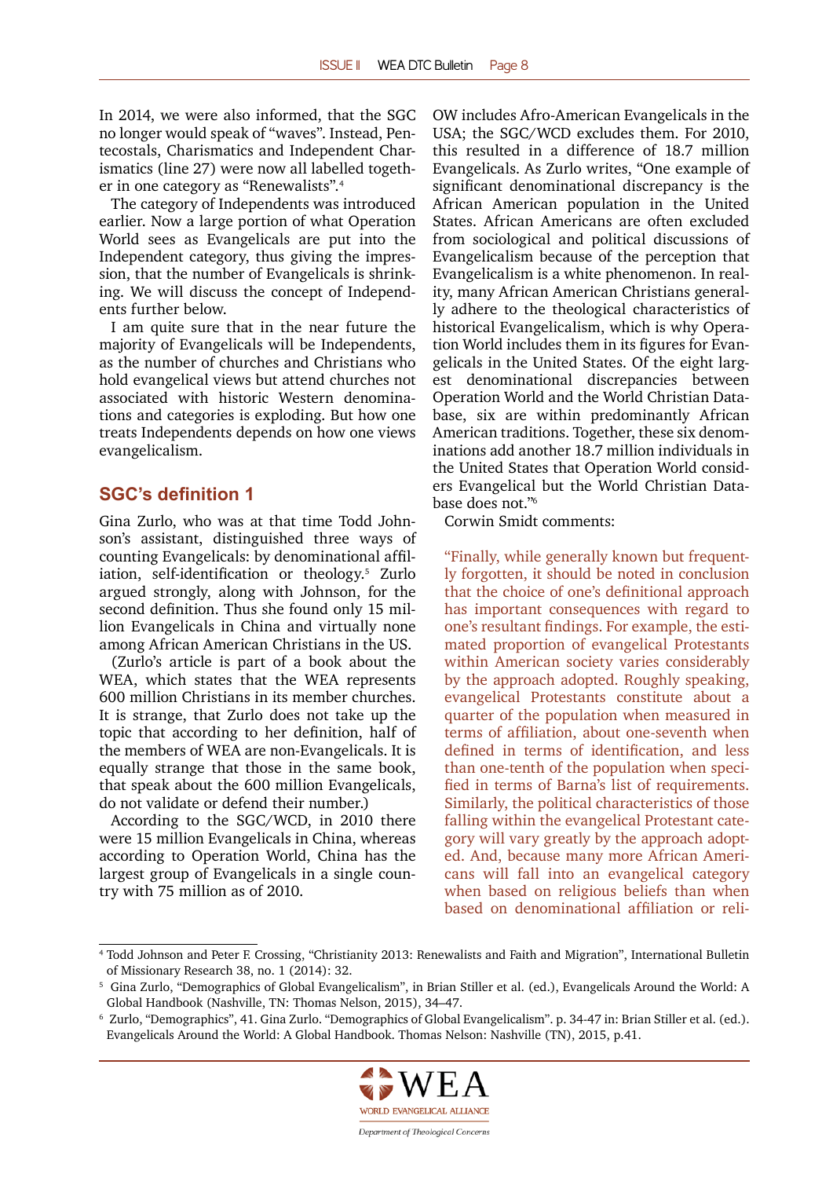In 2014, we were also informed, that the SGC no longer would speak of "waves". Instead, Pentecostals, Charismatics and Independent Charismatics (line 27) were now all labelled together in one category as "Renewalists".[4]

The category of Independents was introduced earlier. Now a large portion of what Operation World sees as Evangelicals are put into the Independent category, thus giving the impression, that the number of Evangelicals is shrinking. We will discuss the concept of Independents further below.

I am quite sure that in the near future the majority of Evangelicals will be Independents, as the number of churches and Christians who hold evangelical views but attend churches not associated with historic Western denominations and categories is exploding. But how one treats Independents depends on how one views evangelicalism.

## SGC's definition 1

Gina Zurlo, who was at that time Todd Johnson's assistant, distinguished three ways of counting Evangelicals: by denominational affiliation, self-identification or theology.[5] Zurlo argued strongly, along with Johnson, for the second definition. Thus she found only 15 million Evangelicals in China and virtually none among African American Christians in the US.

(Zurlo's article is part of a book about the WEA, which states that the WEA represents 600 million Christians in its member churches. It is strange, that Zurlo does not take up the topic that according to her definition, half of the members of WEA are non-Evangelicals. It is equally strange that those in the same book, that speak about the 600 million Evangelicals, do not validate or defend their number.)

According to the SGC/WCD, in 2010 there were 15 million Evangelicals in China, whereas according to Operation World, China has the largest group of Evangelicals in a single country with 75 million as of 2010.

OW includes Afro-American Evangelicals in the USA; the SGC/WCD excludes them. For 2010, this resulted in a difference of 18.7 million Evangelicals. As Zurlo writes, "One example of significant denominational discrepancy is the African American population in the United States. African Americans are often excluded from sociological and political discussions of Evangelicalism because of the perception that Evangelicalism is a white phenomenon. In reality, many African American Christians generally adhere to the theological characteristics of historical Evangelicalism, which is why Operation World includes them in its figures for Evangelicals in the United States. Of the eight largest denominational discrepancies between Operation World and the World Christian Database, six are within predominantly African American traditions. Together, these six denominations add another 18.7 million individuals in the United States that Operation World considers Evangelical but the World Christian Database does not."[6]

Corwin Smidt comments:

> "Finally, while generally known but frequently forgotten, it should be noted in conclusion that the choice of one's definitional approach has important consequences with regard to one's resultant findings. For example, the estimated proportion of evangelical Protestants within American society varies considerably by the approach adopted. Roughly speaking, evangelical Protestants constitute about a quarter of the population when measured in terms of affiliation, about one-seventh when defined in terms of identification, and less than one-tenth of the population when specified in terms of Barna's list of requirements. Similarly, the political characteristics of those falling within the evangelical Protestant category will vary greatly by the approach adopted. And, because many more African Americans will fall into an evangelical category when based on religious beliefs than when based on denominational affiliation or reli-

---

[4] Todd Johnson and Peter F. Crossing, "Christianity 2013: Renewalists and Faith and Migration", International Bulletin of Missionary Research 38, no. 1 (2014): 32.

[5] Gina Zurlo, "Demographics of Global Evangelicalism", in Brian Stiller et al. (ed.), Evangelicals Around the World: A Global Handbook (Nashville, TN: Thomas Nelson, 2015), 34–47.

[6] Zurlo, "Demographics", 41. Gina Zurlo. "Demographics of Global Evangelicalism". p. 34-47 in: Brian Stiller et al. (ed.). Evangelicals Around the World: A Global Handbook. Thomas Nelson: Nashville (TN), 2015, p.41.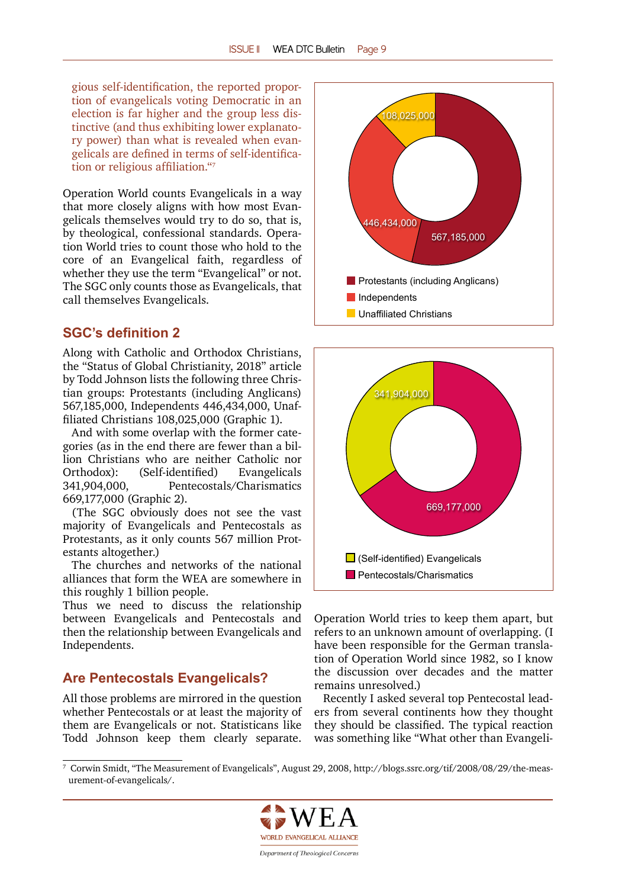gious self-identification, the reported proportion of evangelicals voting Democratic in an election is far higher and the group less distinctive (and thus exhibiting lower explanatory power) than what is revealed when evangelicals are defined in terms of self-identification or religious affiliation."[7]

Operation World counts Evangelicals in a way that more closely aligns with how most Evangelicals themselves would try to do so, that is, by theological, confessional standards. Operation World tries to count those who hold to the core of an Evangelical faith, regardless of whether they use the term "Evangelical" or not. The SGC only counts those as Evangelicals, that call themselves Evangelicals.

## SGC's definition 2

Along with Catholic and Orthodox Christians, the "Status of Global Christianity, 2018" article by Todd Johnson lists the following three Christian groups: Protestants (including Anglicans) 567,185,000, Independents 446,434,000, Unaffiliated Christians 108,025,000 (Graphic 1).

And with some overlap with the former categories (as in the end there are fewer than a billion Christians who are neither Catholic nor Orthodox): (Self-identified) Evangelicals 341,904,000, Pentecostals/Charismatics 669,177,000 (Graphic 2).

(The SGC obviously does not see the vast majority of Evangelicals and Pentecostals as Protestants, as it only counts 567 million Protestants altogether.)

The churches and networks of the national alliances that form the WEA are somewhere in this roughly 1 billion people.

Thus we need to discuss the relationship between Evangelicals and Pentecostals and then the relationship between Evangelicals and Independents.

| Group | Number |
|---|---|
| Protestants (including Anglicans) | 567,185,000 |
| Independents | 446,434,000 |
| Unaffiliated Christians | 108,025,000 |

| Group | Number |
|---|---|
| (Self-identified) Evangelicals | 341,904,000 |
| Pentecostals/Charismatics | 669,177,000 |

## Are Pentecostals Evangelicals?

All those problems are mirrored in the question whether Pentecostals or at least the majority of them are Evangelicals or not. Statisticans like Todd Johnson keep them clearly separate. Operation World tries to keep them apart, but refers to an unknown amount of overlapping. (I have been responsible for the German translation of Operation World since 1982, so I know the discussion over decades and the matter remains unresolved.)

Recently I asked several top Pentecostal leaders from several continents how they thought they should be classified. The typical reaction was something like "What other than Evangeli-

---

[7] Corwin Smidt, "The Measurement of Evangelicals", August 29, 2008, http://blogs.ssrc.org/tif/2008/08/29/the-measurement-of-evangelicals/.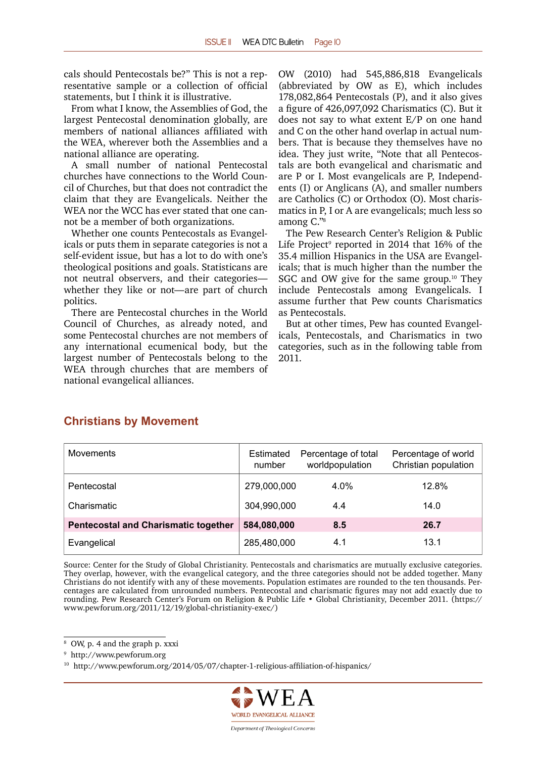cals should Pentecostals be?" This is not a representative sample or a collection of official statements, but I think it is illustrative.

From what I know, the Assemblies of God, the largest Pentecostal denomination globally, are members of national alliances affiliated with the WEA, wherever both the Assemblies and a national alliance are operating.

A small number of national Pentecostal churches have connections to the World Council of Churches, but that does not contradict the claim that they are Evangelicals. Neither the WEA nor the WCC has ever stated that one cannot be a member of both organizations.

Whether one counts Pentecostals as Evangelicals or puts them in separate categories is not a self-evident issue, but has a lot to do with one's theological positions and goals. Statisticans are not neutral observers, and their categories—whether they like or not—are part of church politics.

There are Pentecostal churches in the World Council of Churches, as already noted, and some Pentecostal churches are not members of any international ecumenical body, but the largest number of Pentecostals belong to the WEA through churches that are members of national evangelical alliances.

OW (2010) had 545,886,818 Evangelicals (abbreviated by OW as E), which includes 178,082,864 Pentecostals (P), and it also gives a figure of 426,097,092 Charismatics (C). But it does not say to what extent E/P on one hand and C on the other hand overlap in actual numbers. That is because they themselves have no idea. They just write, "Note that all Pentecostals are both evangelical and charismatic and are P or I. Most evangelicals are P, Independents (I) or Anglicans (A), and smaller numbers are Catholics (C) or Orthodox (O). Most charismatics in P, I or A are evangelicals; much less so among C."[8]

The Pew Research Center's Religion & Public Life Project[9] reported in 2014 that 16% of the 35.4 million Hispanics in the USA are Evangelicals; that is much higher than the number the SGC and OW give for the same group.[10] They include Pentecostals among Evangelicals. I assume further that Pew counts Charismatics as Pentecostals.

But at other times, Pew has counted Evangelicals, Pentecostals, and Charismatics in two categories, such as in the following table from 2011.

## Christians by Movement

| Movements | Estimated number | Percentage of total worldpopulation | Percentage of world Christian population |
|---|---|---|---|
| Pentecostal | 279,000,000 | 4.0% | 12.8% |
| Charismatic | 304,990,000 | 4.4 | 14.0 |
| **Pentecostal and Charismatic together** | **584,080,000** | **8.5** | **26.7** |
| Evangelical | 285,480,000 | 4.1 | 13.1 |

Source: Center for the Study of Global Christianity. Pentecostals and charismatics are mutually exclusive categories. They overlap, however, with the evangelical category, and the three categories should not be added together. Many Christians do not identify with any of these movements. Population estimates are rounded to the ten thousands. Percentages are calculated from unrounded numbers. Pentecostal and charismatic figures may not add exactly due to rounding. Pew Research Center's Forum on Religion & Public Life • Global Christianity, December 2011. (https://www.pewforum.org/2011/12/19/global-christianity-exec/)

---

[8] OW, p. 4 and the graph p. xxxi

[9] http://www.pewforum.org

[10] http://www.pewforum.org/2014/05/07/chapter-1-religious-affiliation-of-hispanics/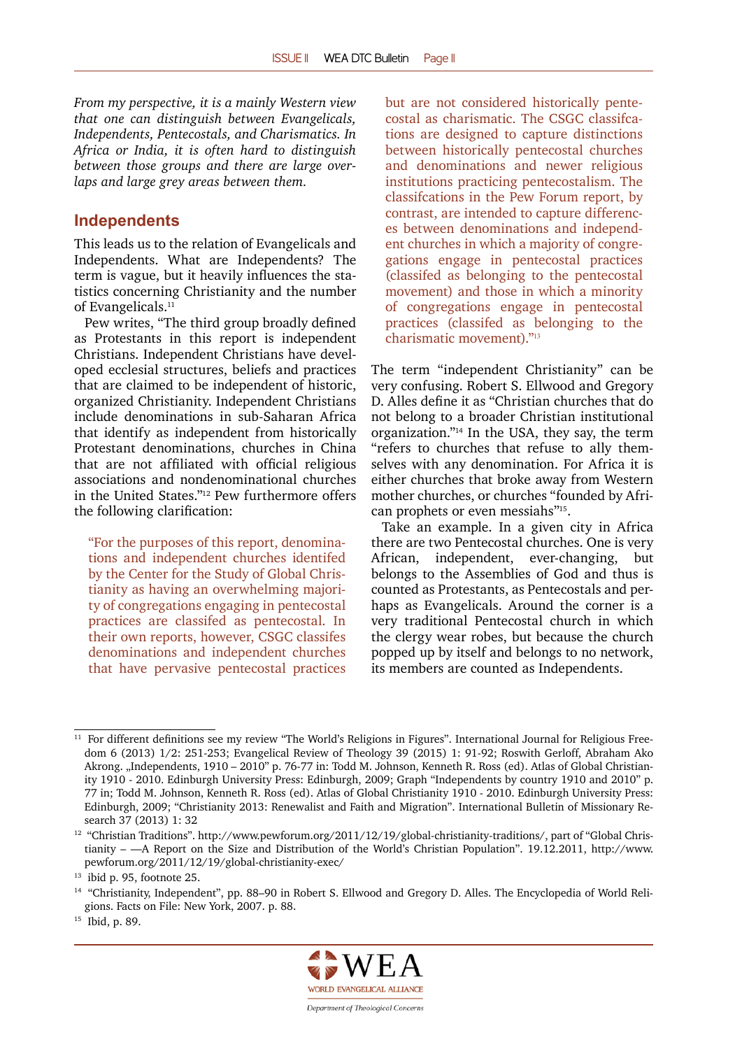*From my perspective, it is a mainly Western view that one can distinguish between Evangelicals, Independents, Pentecostals, and Charismatics. In Africa or India, it is often hard to distinguish between those groups and there are large overlaps and large grey areas between them.*

## Independents

This leads us to the relation of Evangelicals and Independents. What are Independents? The term is vague, but it heavily influences the statistics concerning Christianity and the number of Evangelicals.[11]

Pew writes, "The third group broadly defined as Protestants in this report is independent Christians. Independent Christians have developed ecclesial structures, beliefs and practices that are claimed to be independent of historic, organized Christianity. Independent Christians include denominations in sub-Saharan Africa that identify as independent from historically Protestant denominations, churches in China that are not affiliated with official religious associations and nondenominational churches in the United States."[12] Pew furthermore offers the following clarification:

> "For the purposes of this report, denominations and independent churches identifed by the Center for the Study of Global Christianity as having an overwhelming majority of congregations engaging in pentecostal practices are classifed as pentecostal. In their own reports, however, CSGC classifes denominations and independent churches that have pervasive pentecostal practices but are not considered historically pentecostal as charismatic. The CSGC classifcations are designed to capture distinctions between historically pentecostal churches and denominations and newer religious institutions practicing pentecostalism. The classifcations in the Pew Forum report, by contrast, are intended to capture differences between denominations and independent churches in which a majority of congregations engage in pentecostal practices (classifed as belonging to the pentecostal movement) and those in which a minority of congregations engage in pentecostal practices (classifed as belonging to the charismatic movement)."[13]

The term "independent Christianity" can be very confusing. Robert S. Ellwood and Gregory D. Alles define it as "Christian churches that do not belong to a broader Christian institutional organization."[14] In the USA, they say, the term "refers to churches that refuse to ally themselves with any denomination. For Africa it is either churches that broke away from Western mother churches, or churches "founded by African prophets or even messiahs"[15].

Take an example. In a given city in Africa there are two Pentecostal churches. One is very African, independent, ever-changing, but belongs to the Assemblies of God and thus is counted as Protestants, as Pentecostals and perhaps as Evangelicals. Around the corner is a very traditional Pentecostal church in which the clergy wear robes, but because the church popped up by itself and belongs to no network, its members are counted as Independents.

---

[11] For different definitions see my review "The World's Religions in Figures". International Journal for Religious Freedom 6 (2013) 1/2: 251-253; Evangelical Review of Theology 39 (2015) 1: 91-92; Roswith Gerloff, Abraham Ako Akrong. „Independents, 1910 – 2010" p. 76-77 in: Todd M. Johnson, Kenneth R. Ross (ed). Atlas of Global Christianity 1910 - 2010. Edinburgh University Press: Edinburgh, 2009; Graph "Independents by country 1910 and 2010" p. 77 in; Todd M. Johnson, Kenneth R. Ross (ed). Atlas of Global Christianity 1910 - 2010. Edinburgh University Press: Edinburgh, 2009; "Christianity 2013: Renewalist and Faith and Migration". International Bulletin of Missionary Research 37 (2013) 1: 32

[12] "Christian Traditions". http://www.pewforum.org/2011/12/19/global-christianity-traditions/, part of "Global Christianity – —A Report on the Size and Distribution of the World's Christian Population". 19.12.2011, http://www.pewforum.org/2011/12/19/global-christianity-exec/

[13] ibid p. 95, footnote 25.

[14] "Christianity, Independent", pp. 88–90 in Robert S. Ellwood and Gregory D. Alles. The Encyclopedia of World Religions. Facts on File: New York, 2007. p. 88.

[15] Ibid, p. 89.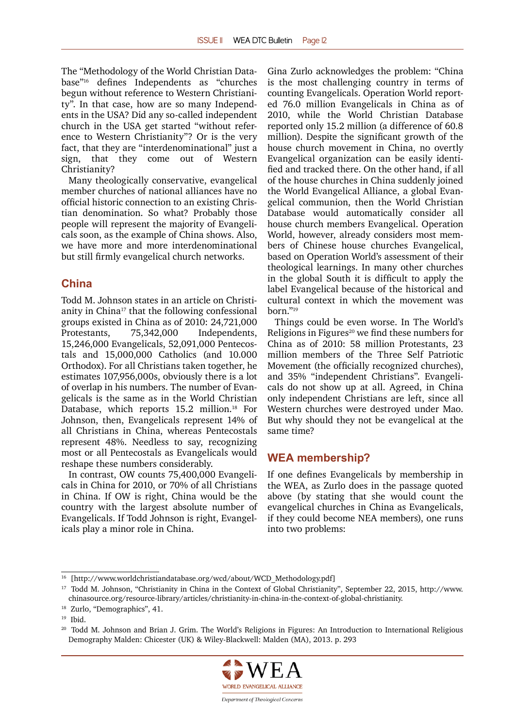The "Methodology of the World Christian Database"[16] defines Independents as "churches begun without reference to Western Christianity". In that case, how are so many Independents in the USA? Did any so-called independent church in the USA get started "without reference to Western Christianity"? Or is the very fact, that they are "interdenominational" just a sign, that they come out of Western Christianity?

Many theologically conservative, evangelical member churches of national alliances have no official historic connection to an existing Christian denomination. So what? Probably those people will represent the majority of Evangelicals soon, as the example of China shows. Also, we have more and more interdenominational but still firmly evangelical church networks.

## China

Todd M. Johnson states in an article on Christianity in China[17] that the following confessional groups existed in China as of 2010: 24,721,000 Protestants, 75,342,000 Independents, 15,246,000 Evangelicals, 52,091,000 Pentecostals and 15,000,000 Catholics (and 10.000 Orthodox). For all Christians taken together, he estimates 107,956,000s, obviously there is a lot of overlap in his numbers. The number of Evangelicals is the same as in the World Christian Database, which reports 15.2 million.[18] For Johnson, then, Evangelicals represent 14% of all Christians in China, whereas Pentecostals represent 48%. Needless to say, recognizing most or all Pentecostals as Evangelicals would reshape these numbers considerably.

In contrast, OW counts 75,400,000 Evangelicals in China for 2010, or 70% of all Christians in China. If OW is right, China would be the country with the largest absolute number of Evangelicals. If Todd Johnson is right, Evangelicals play a minor role in China.

Gina Zurlo acknowledges the problem: "China is the most challenging country in terms of counting Evangelicals. Operation World reported 76.0 million Evangelicals in China as of 2010, while the World Christian Database reported only 15.2 million (a difference of 60.8 million). Despite the significant growth of the house church movement in China, no overtly Evangelical organization can be easily identified and tracked there. On the other hand, if all of the house churches in China suddenly joined the World Evangelical Alliance, a global Evangelical communion, then the World Christian Database would automatically consider all house church members Evangelical. Operation World, however, already considers most members of Chinese house churches Evangelical, based on Operation World's assessment of their theological learnings. In many other churches in the global South it is difficult to apply the label Evangelical because of the historical and cultural context in which the movement was born."[19]

Things could be even worse. In The World's Religions in Figures[20] we find these numbers for China as of 2010: 58 million Protestants, 23 million members of the Three Self Patriotic Movement (the officially recognized churches), and 35% "independent Christians". Evangelicals do not show up at all. Agreed, in China only independent Christians are left, since all Western churches were destroyed under Mao. But why should they not be evangelical at the same time?

## WEA membership?

If one defines Evangelicals by membership in the WEA, as Zurlo does in the passage quoted above (by stating that she would count the evangelical churches in China as Evangelicals, if they could become NEA members), one runs into two problems:

---

[16] [http://www.worldchristiandatabase.org/wcd/about/WCD_Methodology.pdf]

[17] Todd M. Johnson, "Christianity in China in the Context of Global Christianity", September 22, 2015, http://www.chinasource.org/resource-library/articles/christianity-in-china-in-the-context-of-global-christianity.

[18] Zurlo, "Demographics", 41.

[19] Ibid.

[20] Todd M. Johnson and Brian J. Grim. The World's Religions in Figures: An Introduction to International Religious Demography Malden: Chicester (UK) & Wiley-Blackwell: Malden (MA), 2013. p. 293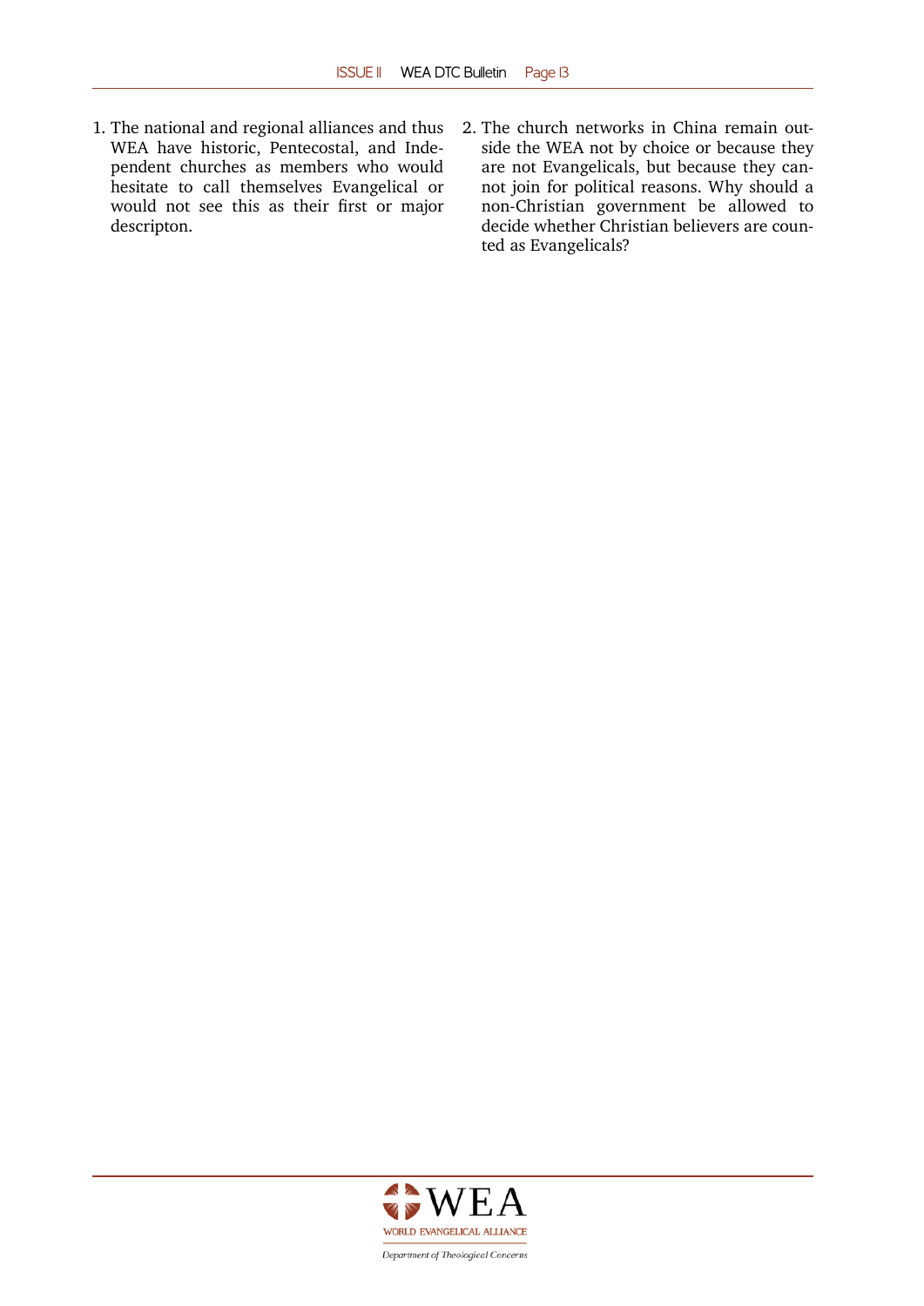1. The national and regional alliances and thus WEA have historic, Pentecostal, and Independent churches as members who would hesitate to call themselves Evangelical or would not see this as their first or major descripton.
2. The church networks in China remain outside the WEA not by choice or because they are not Evangelicals, but because they cannot join for political reasons. Why should a non-Christian government be allowed to decide whether Christian believers are counted as Evangelicals?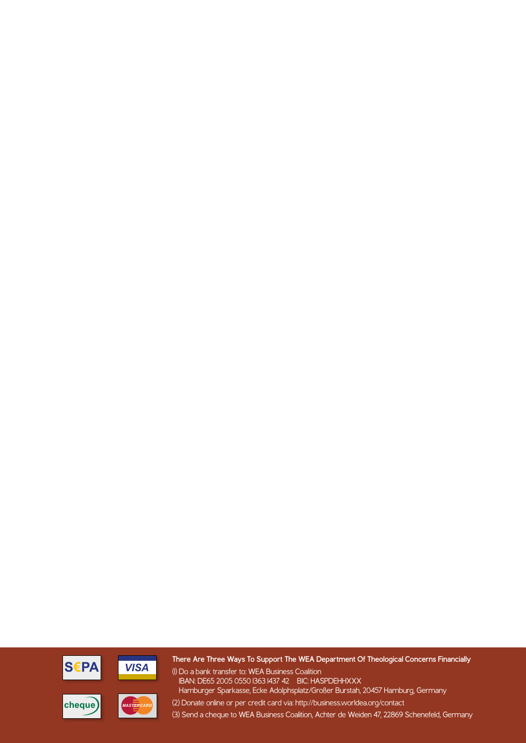**There Are Three Ways To Support The WEA Department Of Theological Concerns Financially**

(1) Do a bank transfer to: WEA Business Coalition
IBAN: DE65 2005 0550 1363 1437 42    BIC: HASPDEHHXXX
Hamburger Sparkasse, Ecke Adolphsplatz/Großer Burstah, 20457 Hamburg, Germany

(2) Donate online or per credit card via: http://business.worldea.org/contact

(3) Send a cheque to WEA Business Coalition, Achter de Weiden 47, 22869 Schenefeld, Germany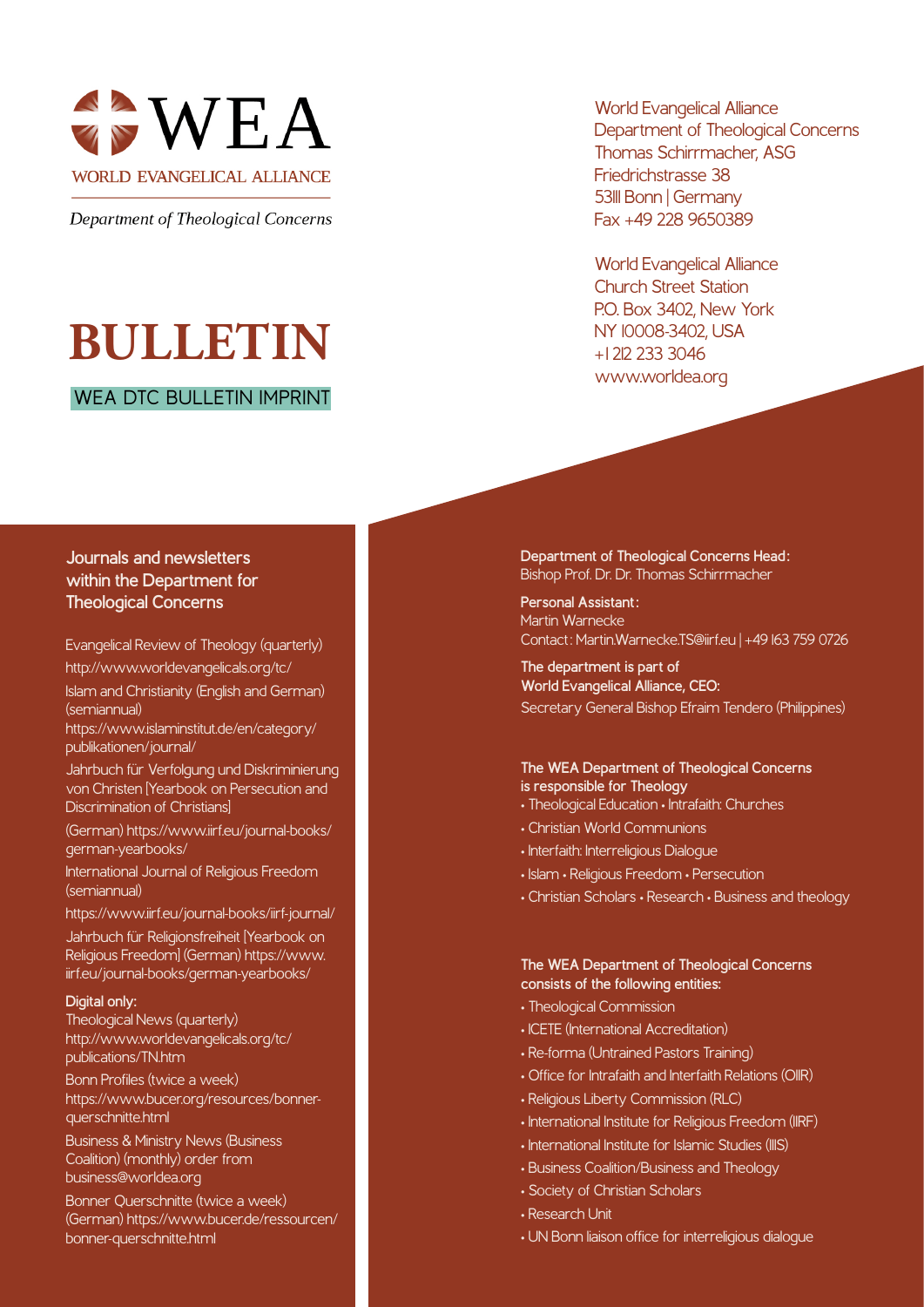WEA

WORLD EVANGELICAL ALLIANCE

*Department of Theological Concerns*

# BULLETIN

WEA DTC BULLETIN IMPRINT

World Evangelical Alliance
Department of Theological Concerns
Thomas Schirrmacher, ASG
Friedrichstrasse 38
53111 Bonn | Germany
Fax +49 228 9650389

World Evangelical Alliance
Church Street Station
P.O. Box 3402, New York
NY 10008-3402, USA
+1 212 233 3046
www.worldea.org

## Journals and newsletters within the Department for Theological Concerns

Evangelical Review of Theology (quarterly)
http://www.worldevangelicals.org/tc/

Islam and Christianity (English and German) (semiannual)
https://www.islaminstitut.de/en/category/publikationen/journal/

Jahrbuch für Verfolgung und Diskriminierung von Christen [Yearbook on Persecution and Discrimination of Christians]
(German) https://www.iirf.eu/journal-books/german-yearbooks/

International Journal of Religious Freedom (semiannual)
https://www.iirf.eu/journal-books/iirf-journal/

Jahrbuch für Religionsfreiheit [Yearbook on Religious Freedom] (German) https://www.iirf.eu/journal-books/german-yearbooks/

**Digital only:**

Theological News (quarterly)
http://www.worldevangelicals.org/tc/publications/TN.htm

Bonn Profiles (twice a week)
https://www.bucer.org/resources/bonner-querschnitte.html

Business & Ministry News (Business Coalition) (monthly) order from business@worldea.org

Bonner Querschnitte (twice a week) (German) https://www.bucer.de/ressourcen/bonner-querschnitte.html

**Department of Theological Concerns Head:**
Bishop Prof. Dr. Dr. Thomas Schirrmacher

**Personal Assistant:**
Martin Warnecke
Contact: Martin.Warnecke.TS@iirf.eu | +49 163 759 0726

**The department is part of World Evangelical Alliance, CEO:**
Secretary General Bishop Efraim Tendero (Philippines)

**The WEA Department of Theological Concerns is responsible for Theology**

- Theological Education • Intrafaith: Churches
- Christian World Communions
- Interfaith: Interreligious Dialogue
- Islam • Religious Freedom • Persecution
- Christian Scholars • Research • Business and theology

**The WEA Department of Theological Concerns consists of the following entities:**

- Theological Commission
- ICETE (International Accreditation)
- Re-forma (Untrained Pastors Training)
- Office for Intrafaith and Interfaith Relations (OIIR)
- Religious Liberty Commission (RLC)
- International Institute for Religious Freedom (IIRF)
- International Institute for Islamic Studies (IIIS)
- Business Coalition/Business and Theology
- Society of Christian Scholars
- Research Unit
- UN Bonn liaison office for interreligious dialogue